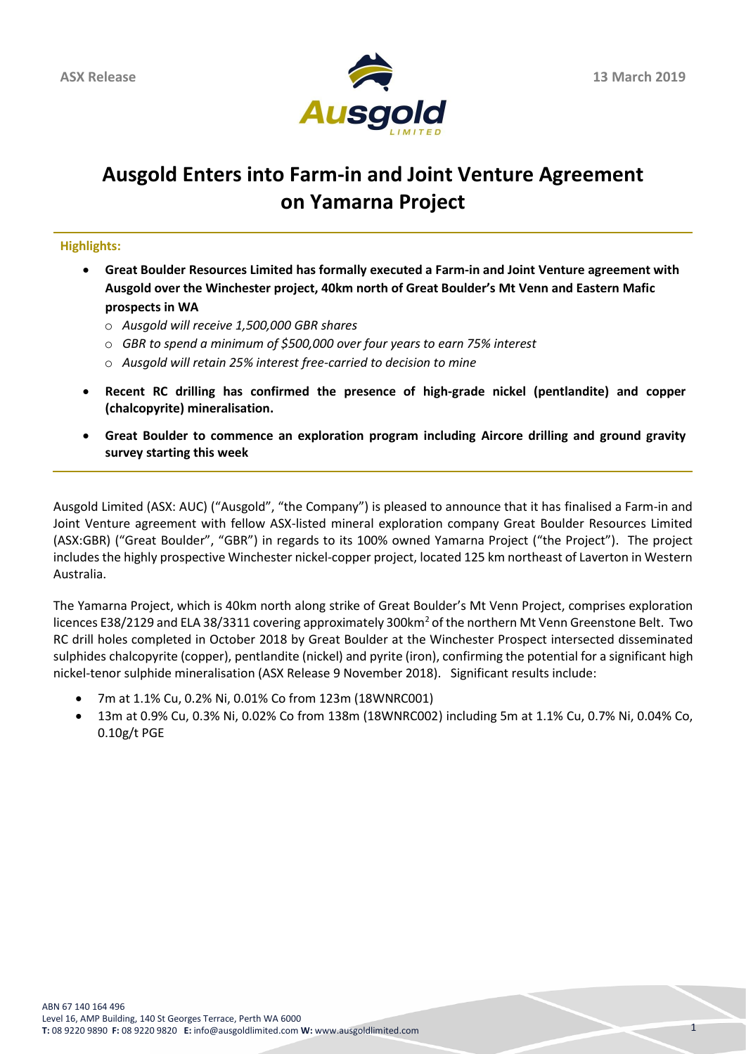ASX Release

13 March 2019

# Ausgold Enters into Farm-in and Joint Venture Agreement on Yamarna Project

**Highlights:**

- **Great Boulder Resources Limited has formally executed a Farm-in and Joint Venture agreement with Ausgold over the Winchester project, 40km north of Great Boulder's Mt Venn and Eastern Mafic prospects in WA**
  - *Ausgold will receive 1,500,000 GBR shares*
  - *GBR to spend a minimum of $500,000 over four years to earn 75% interest*
  - *Ausgold will retain 25% interest free-carried to decision to mine*
- **Recent RC drilling has confirmed the presence of high-grade nickel (pentlandite) and copper (chalcopyrite) mineralisation.**
- **Great Boulder to commence an exploration program including Aircore drilling and ground gravity survey starting this week**

Ausgold Limited (ASX: AUC) ("Ausgold", "the Company") is pleased to announce that it has finalised a Farm-in and Joint Venture agreement with fellow ASX-listed mineral exploration company Great Boulder Resources Limited (ASX:GBR) ("Great Boulder", "GBR") in regards to its 100% owned Yamarna Project ("the Project"). The project includes the highly prospective Winchester nickel-copper project, located 125 km northeast of Laverton in Western Australia.

The Yamarna Project, which is 40km north along strike of Great Boulder's Mt Venn Project, comprises exploration licences E38/2129 and ELA 38/3311 covering approximately 300km$^2$ of the northern Mt Venn Greenstone Belt. Two RC drill holes completed in October 2018 by Great Boulder at the Winchester Prospect intersected disseminated sulphides chalcopyrite (copper), pentlandite (nickel) and pyrite (iron), confirming the potential for a significant high nickel-tenor sulphide mineralisation (ASX Release 9 November 2018). Significant results include:

- 7m at 1.1% Cu, 0.2% Ni, 0.01% Co from 123m (18WNRC001)
- 13m at 0.9% Cu, 0.3% Ni, 0.02% Co from 138m (18WNRC002) including 5m at 1.1% Cu, 0.7% Ni, 0.04% Co, 0.10g/t PGE

ABN 67 140 164 496
Level 16, AMP Building, 140 St Georges Terrace, Perth WA 6000
**T:** 08 9220 9890 **F:** 08 9220 9820 **E:** info@ausgoldlimited.com **W:** www.ausgoldlimited.com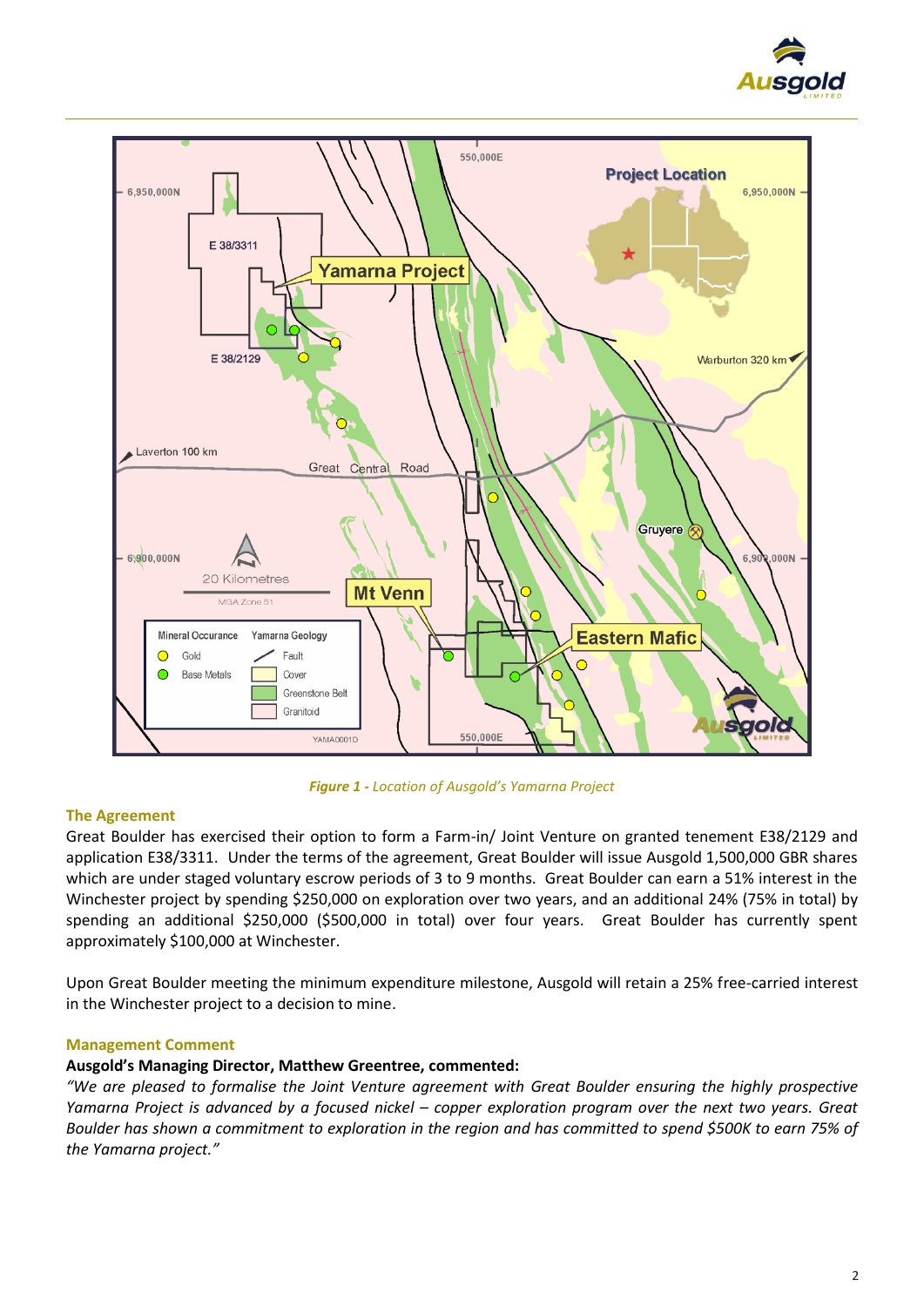*Figure 1 - Location of Ausgold's Yamarna Project*

## The Agreement

Great Boulder has exercised their option to form a Farm-in/ Joint Venture on granted tenement E38/2129 and application E38/3311. Under the terms of the agreement, Great Boulder will issue Ausgold 1,500,000 GBR shares which are under staged voluntary escrow periods of 3 to 9 months. Great Boulder can earn a 51% interest in the Winchester project by spending $250,000 on exploration over two years, and an additional 24% (75% in total) by spending an additional $250,000 ($500,000 in total) over four years. Great Boulder has currently spent approximately $100,000 at Winchester.

Upon Great Boulder meeting the minimum expenditure milestone, Ausgold will retain a 25% free-carried interest in the Winchester project to a decision to mine.

## Management Comment

**Ausgold's Managing Director, Matthew Greentree, commented:**

*"We are pleased to formalise the Joint Venture agreement with Great Boulder ensuring the highly prospective Yamarna Project is advanced by a focused nickel – copper exploration program over the next two years. Great Boulder has shown a commitment to exploration in the region and has committed to spend $500K to earn 75% of the Yamarna project."*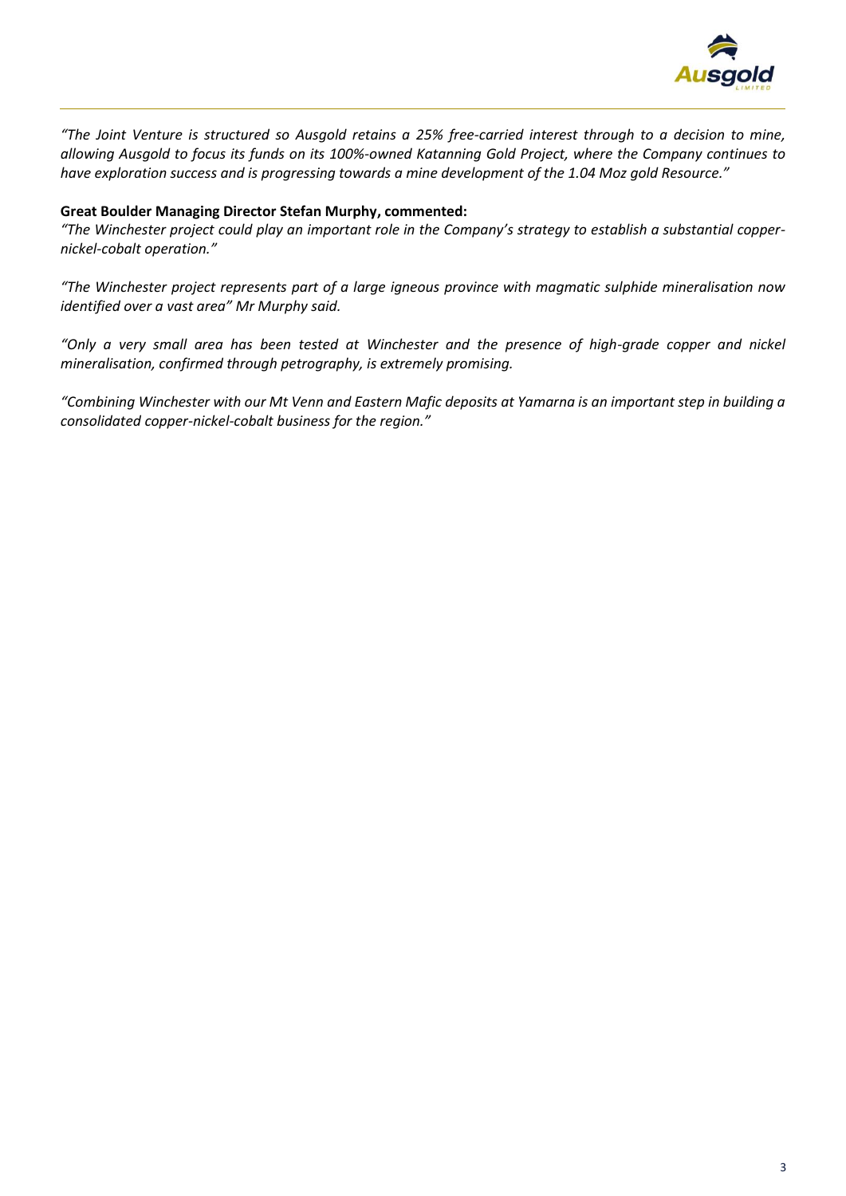*"The Joint Venture is structured so Ausgold retains a 25% free-carried interest through to a decision to mine, allowing Ausgold to focus its funds on its 100%-owned Katanning Gold Project, where the Company continues to have exploration success and is progressing towards a mine development of the 1.04 Moz gold Resource."*

**Great Boulder Managing Director Stefan Murphy, commented:**

*"The Winchester project could play an important role in the Company's strategy to establish a substantial copper-nickel-cobalt operation."*

*"The Winchester project represents part of a large igneous province with magmatic sulphide mineralisation now identified over a vast area" Mr Murphy said.*

*"Only a very small area has been tested at Winchester and the presence of high-grade copper and nickel mineralisation, confirmed through petrography, is extremely promising.*

*"Combining Winchester with our Mt Venn and Eastern Mafic deposits at Yamarna is an important step in building a consolidated copper-nickel-cobalt business for the region."*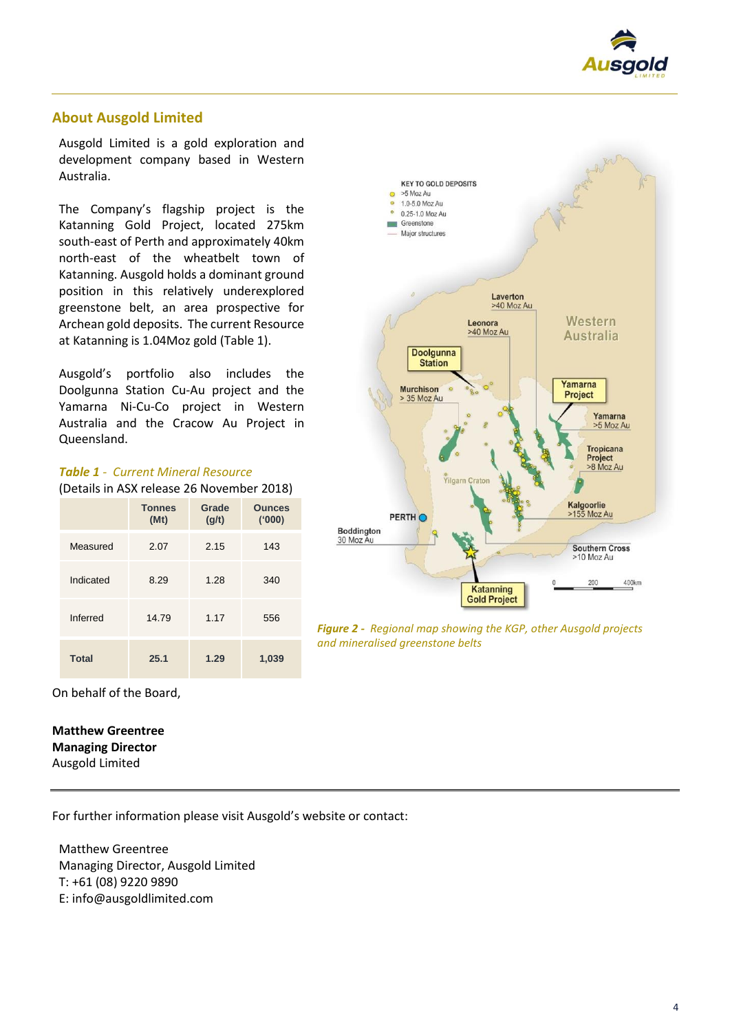## About Ausgold Limited

Ausgold Limited is a gold exploration and development company based in Western Australia.

The Company's flagship project is the Katanning Gold Project, located 275km south-east of Perth and approximately 40km north-east of the wheatbelt town of Katanning. Ausgold holds a dominant ground position in this relatively underexplored greenstone belt, an area prospective for Archean gold deposits. The current Resource at Katanning is 1.04Moz gold (Table 1).

Ausgold's portfolio also includes the Doolgunna Station Cu-Au project and the Yamarna Ni-Cu-Co project in Western Australia and the Cracow Au Project in Queensland.

***Table 1** - Current Mineral Resource*

(Details in ASX release 26 November 2018)

| | Tonnes (Mt) | Grade (g/t) | Ounces ('000) |
|---|---|---|---|
| Measured | 2.07 | 2.15 | 143 |
| Indicated | 8.29 | 1.28 | 340 |
| Inferred | 14.79 | 1.17 | 556 |
| **Total** | **25.1** | **1.29** | **1,039** |

*__Figure 2 -__ Regional map showing the KGP, other Ausgold projects and mineralised greenstone belts*

On behalf of the Board,

**Matthew Greentree**
**Managing Director**
Ausgold Limited

---

For further information please visit Ausgold's website or contact:

Matthew Greentree
Managing Director, Ausgold Limited
T: +61 (08) 9220 9890
E: info@ausgoldlimited.com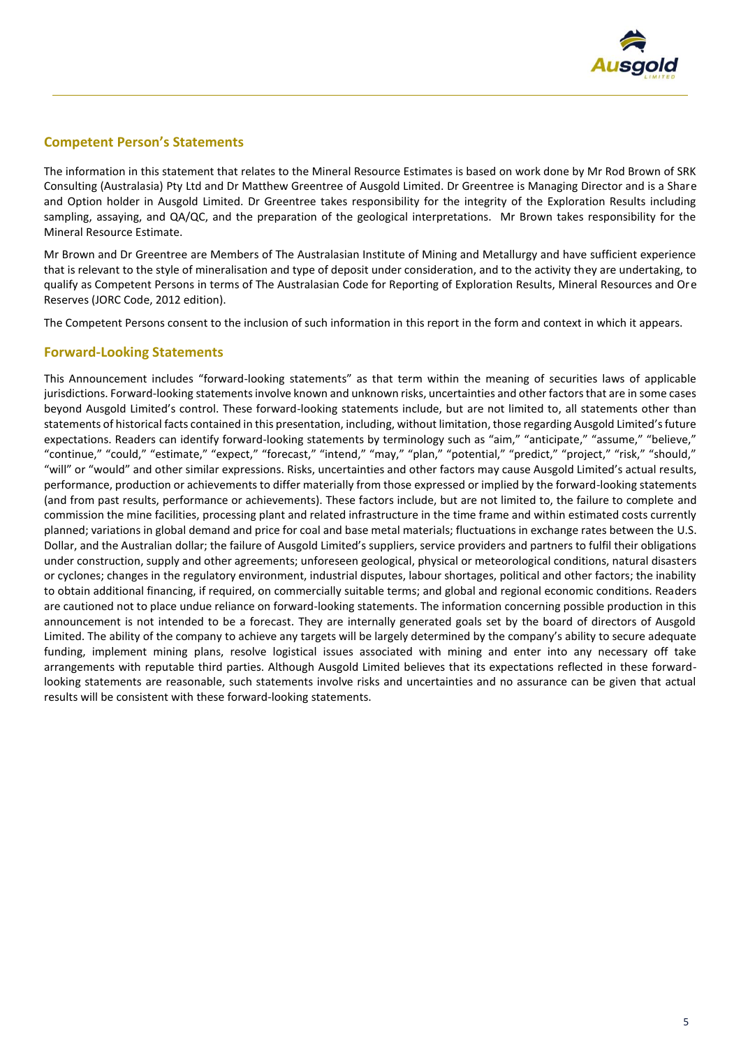## Competent Person's Statements

The information in this statement that relates to the Mineral Resource Estimates is based on work done by Mr Rod Brown of SRK Consulting (Australasia) Pty Ltd and Dr Matthew Greentree of Ausgold Limited. Dr Greentree is Managing Director and is a Share and Option holder in Ausgold Limited. Dr Greentree takes responsibility for the integrity of the Exploration Results including sampling, assaying, and QA/QC, and the preparation of the geological interpretations. Mr Brown takes responsibility for the Mineral Resource Estimate.

Mr Brown and Dr Greentree are Members of The Australasian Institute of Mining and Metallurgy and have sufficient experience that is relevant to the style of mineralisation and type of deposit under consideration, and to the activity they are undertaking, to qualify as Competent Persons in terms of The Australasian Code for Reporting of Exploration Results, Mineral Resources and Ore Reserves (JORC Code, 2012 edition).

The Competent Persons consent to the inclusion of such information in this report in the form and context in which it appears.

## Forward-Looking Statements

This Announcement includes "forward-looking statements" as that term within the meaning of securities laws of applicable jurisdictions. Forward-looking statements involve known and unknown risks, uncertainties and other factors that are in some cases beyond Ausgold Limited's control. These forward-looking statements include, but are not limited to, all statements other than statements of historical facts contained in this presentation, including, without limitation, those regarding Ausgold Limited's future expectations. Readers can identify forward-looking statements by terminology such as "aim," "anticipate," "assume," "believe," "continue," "could," "estimate," "expect," "forecast," "intend," "may," "plan," "potential," "predict," "project," "risk," "should," "will" or "would" and other similar expressions. Risks, uncertainties and other factors may cause Ausgold Limited's actual results, performance, production or achievements to differ materially from those expressed or implied by the forward-looking statements (and from past results, performance or achievements). These factors include, but are not limited to, the failure to complete and commission the mine facilities, processing plant and related infrastructure in the time frame and within estimated costs currently planned; variations in global demand and price for coal and base metal materials; fluctuations in exchange rates between the U.S. Dollar, and the Australian dollar; the failure of Ausgold Limited's suppliers, service providers and partners to fulfil their obligations under construction, supply and other agreements; unforeseen geological, physical or meteorological conditions, natural disasters or cyclones; changes in the regulatory environment, industrial disputes, labour shortages, political and other factors; the inability to obtain additional financing, if required, on commercially suitable terms; and global and regional economic conditions. Readers are cautioned not to place undue reliance on forward-looking statements. The information concerning possible production in this announcement is not intended to be a forecast. They are internally generated goals set by the board of directors of Ausgold Limited. The ability of the company to achieve any targets will be largely determined by the company's ability to secure adequate funding, implement mining plans, resolve logistical issues associated with mining and enter into any necessary off take arrangements with reputable third parties. Although Ausgold Limited believes that its expectations reflected in these forward-looking statements are reasonable, such statements involve risks and uncertainties and no assurance can be given that actual results will be consistent with these forward-looking statements.